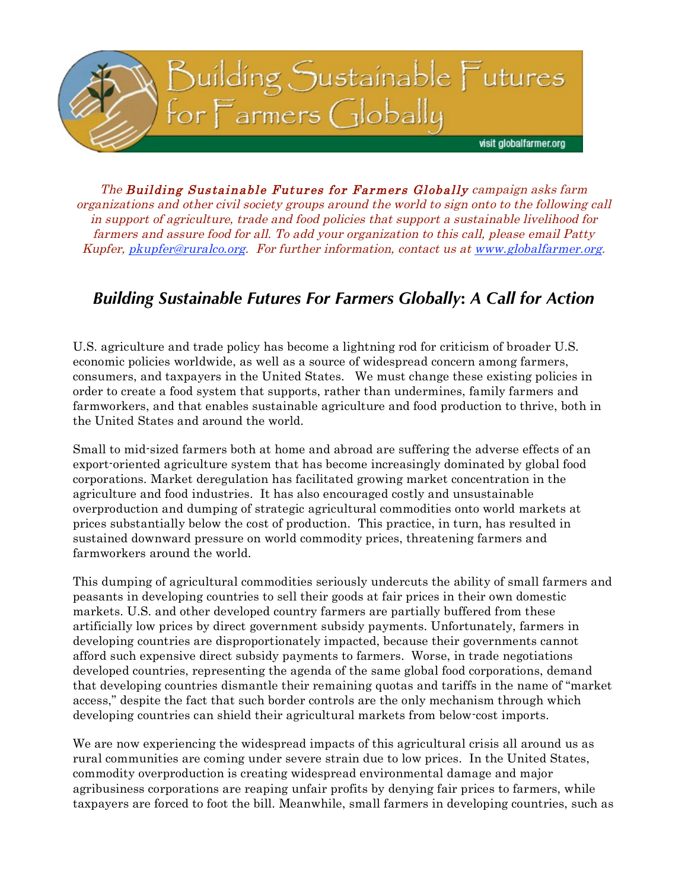*The **Building Sustainable Futures for Farmers Globally** campaign asks farm organizations and other civil society groups around the world to sign onto to the following call in support of agriculture, trade and food policies that support a sustainable livelihood for farmers and assure food for all. To add your organization to this call, please email Patty Kupfer, pkupfer@ruralco.org. For further information, contact us at www.globalfarmer.org.*

## *Building Sustainable Futures For Farmers Globally: A Call for Action*

U.S. agriculture and trade policy has become a lightning rod for criticism of broader U.S. economic policies worldwide, as well as a source of widespread concern among farmers, consumers, and taxpayers in the United States. We must change these existing policies in order to create a food system that supports, rather than undermines, family farmers and farmworkers, and that enables sustainable agriculture and food production to thrive, both in the United States and around the world.

Small to mid-sized farmers both at home and abroad are suffering the adverse effects of an export-oriented agriculture system that has become increasingly dominated by global food corporations. Market deregulation has facilitated growing market concentration in the agriculture and food industries. It has also encouraged costly and unsustainable overproduction and dumping of strategic agricultural commodities onto world markets at prices substantially below the cost of production. This practice, in turn, has resulted in sustained downward pressure on world commodity prices, threatening farmers and farmworkers around the world.

This dumping of agricultural commodities seriously undercuts the ability of small farmers and peasants in developing countries to sell their goods at fair prices in their own domestic markets. U.S. and other developed country farmers are partially buffered from these artificially low prices by direct government subsidy payments. Unfortunately, farmers in developing countries are disproportionately impacted, because their governments cannot afford such expensive direct subsidy payments to farmers. Worse, in trade negotiations developed countries, representing the agenda of the same global food corporations, demand that developing countries dismantle their remaining quotas and tariffs in the name of "market access," despite the fact that such border controls are the only mechanism through which developing countries can shield their agricultural markets from below-cost imports.

We are now experiencing the widespread impacts of this agricultural crisis all around us as rural communities are coming under severe strain due to low prices. In the United States, commodity overproduction is creating widespread environmental damage and major agribusiness corporations are reaping unfair profits by denying fair prices to farmers, while taxpayers are forced to foot the bill. Meanwhile, small farmers in developing countries, such as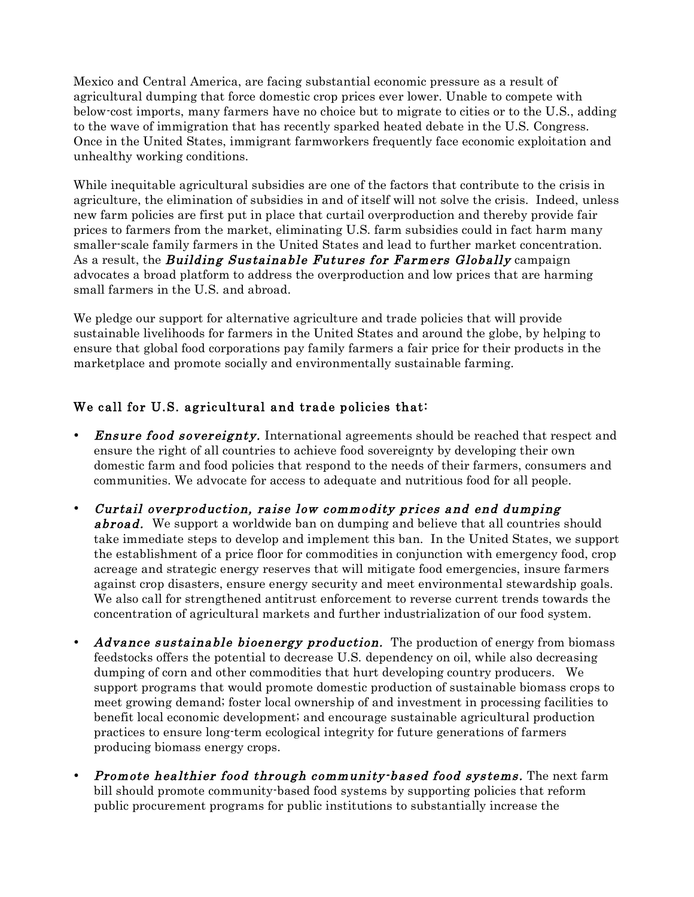Mexico and Central America, are facing substantial economic pressure as a result of agricultural dumping that force domestic crop prices ever lower. Unable to compete with below-cost imports, many farmers have no choice but to migrate to cities or to the U.S., adding to the wave of immigration that has recently sparked heated debate in the U.S. Congress. Once in the United States, immigrant farmworkers frequently face economic exploitation and unhealthy working conditions.

While inequitable agricultural subsidies are one of the factors that contribute to the crisis in agriculture, the elimination of subsidies in and of itself will not solve the crisis. Indeed, unless new farm policies are first put in place that curtail overproduction and thereby provide fair prices to farmers from the market, eliminating U.S. farm subsidies could in fact harm many smaller-scale family farmers in the United States and lead to further market concentration. As a result, the ***Building Sustainable Futures for Farmers Globally*** campaign advocates a broad platform to address the overproduction and low prices that are harming small farmers in the U.S. and abroad.

We pledge our support for alternative agriculture and trade policies that will provide sustainable livelihoods for farmers in the United States and around the globe, by helping to ensure that global food corporations pay family farmers a fair price for their products in the marketplace and promote socially and environmentally sustainable farming.

### We call for U.S. agricultural and trade policies that:

- ***Ensure food sovereignty.*** International agreements should be reached that respect and ensure the right of all countries to achieve food sovereignty by developing their own domestic farm and food policies that respond to the needs of their farmers, consumers and communities. We advocate for access to adequate and nutritious food for all people.

- ***Curtail overproduction, raise low commodity prices and end dumping abroad.*** We support a worldwide ban on dumping and believe that all countries should take immediate steps to develop and implement this ban. In the United States, we support the establishment of a price floor for commodities in conjunction with emergency food, crop acreage and strategic energy reserves that will mitigate food emergencies, insure farmers against crop disasters, ensure energy security and meet environmental stewardship goals. We also call for strengthened antitrust enforcement to reverse current trends towards the concentration of agricultural markets and further industrialization of our food system.

- ***Advance sustainable bioenergy production.*** The production of energy from biomass feedstocks offers the potential to decrease U.S. dependency on oil, while also decreasing dumping of corn and other commodities that hurt developing country producers. We support programs that would promote domestic production of sustainable biomass crops to meet growing demand; foster local ownership of and investment in processing facilities to benefit local economic development; and encourage sustainable agricultural production practices to ensure long-term ecological integrity for future generations of farmers producing biomass energy crops.

- ***Promote healthier food through community-based food systems.*** The next farm bill should promote community-based food systems by supporting policies that reform public procurement programs for public institutions to substantially increase the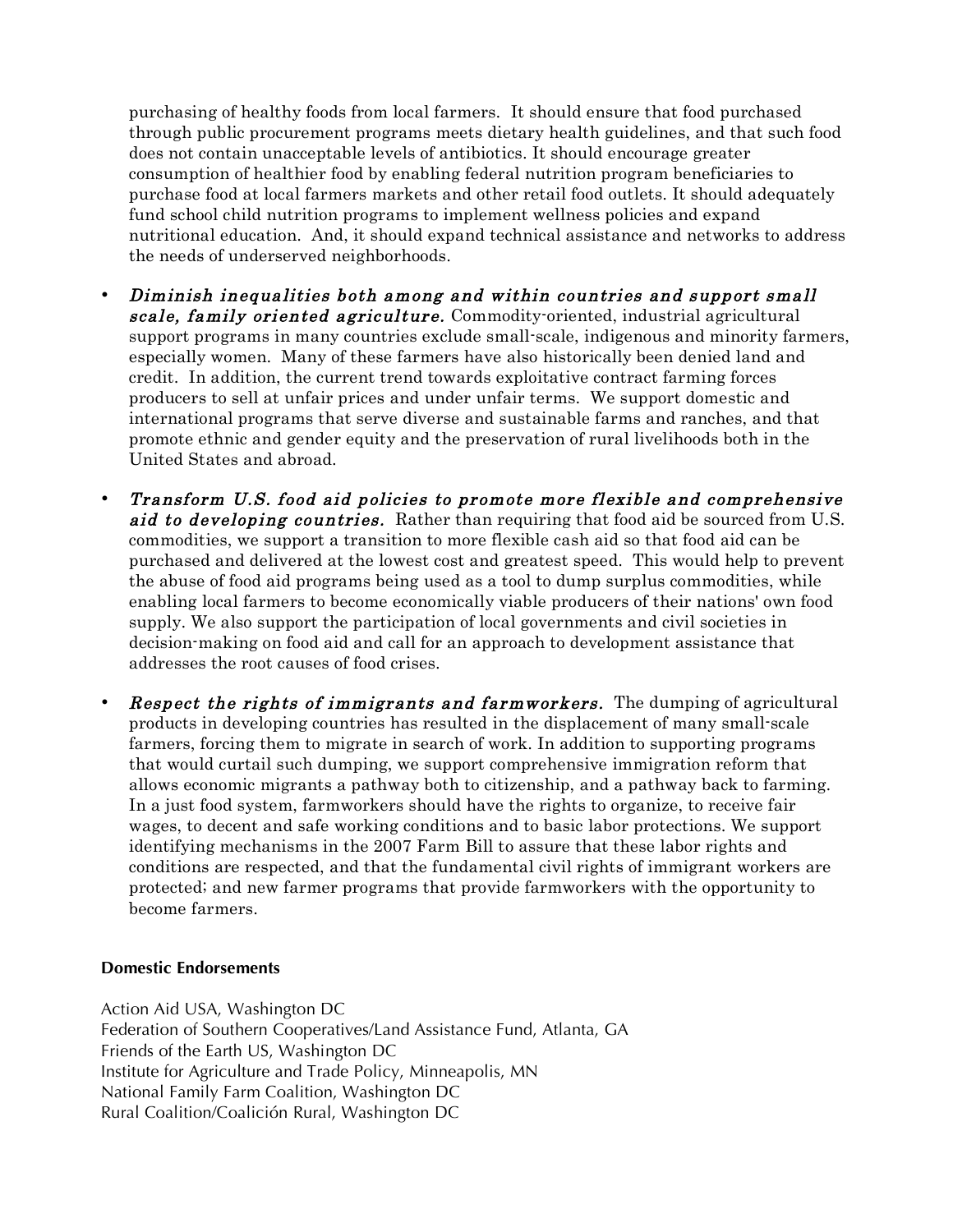purchasing of healthy foods from local farmers. It should ensure that food purchased through public procurement programs meets dietary health guidelines, and that such food does not contain unacceptable levels of antibiotics. It should encourage greater consumption of healthier food by enabling federal nutrition program beneficiaries to purchase food at local farmers markets and other retail food outlets. It should adequately fund school child nutrition programs to implement wellness policies and expand nutritional education. And, it should expand technical assistance and networks to address the needs of underserved neighborhoods.

- ***Diminish inequalities both among and within countries and support small scale, family oriented agriculture.*** Commodity-oriented, industrial agricultural support programs in many countries exclude small-scale, indigenous and minority farmers, especially women. Many of these farmers have also historically been denied land and credit. In addition, the current trend towards exploitative contract farming forces producers to sell at unfair prices and under unfair terms. We support domestic and international programs that serve diverse and sustainable farms and ranches, and that promote ethnic and gender equity and the preservation of rural livelihoods both in the United States and abroad.
- ***Transform U.S. food aid policies to promote more flexible and comprehensive aid to developing countries.*** Rather than requiring that food aid be sourced from U.S. commodities, we support a transition to more flexible cash aid so that food aid can be purchased and delivered at the lowest cost and greatest speed. This would help to prevent the abuse of food aid programs being used as a tool to dump surplus commodities, while enabling local farmers to become economically viable producers of their nations' own food supply. We also support the participation of local governments and civil societies in decision-making on food aid and call for an approach to development assistance that addresses the root causes of food crises.
- ***Respect the rights of immigrants and farmworkers.*** The dumping of agricultural products in developing countries has resulted in the displacement of many small-scale farmers, forcing them to migrate in search of work. In addition to supporting programs that would curtail such dumping, we support comprehensive immigration reform that allows economic migrants a pathway both to citizenship, and a pathway back to farming. In a just food system, farmworkers should have the rights to organize, to receive fair wages, to decent and safe working conditions and to basic labor protections. We support identifying mechanisms in the 2007 Farm Bill to assure that these labor rights and conditions are respected, and that the fundamental civil rights of immigrant workers are protected; and new farmer programs that provide farmworkers with the opportunity to become farmers.

**Domestic Endorsements**

Action Aid USA, Washington DC
Federation of Southern Cooperatives/Land Assistance Fund, Atlanta, GA
Friends of the Earth US, Washington DC
Institute for Agriculture and Trade Policy, Minneapolis, MN
National Family Farm Coalition, Washington DC
Rural Coalition/Coalición Rural, Washington DC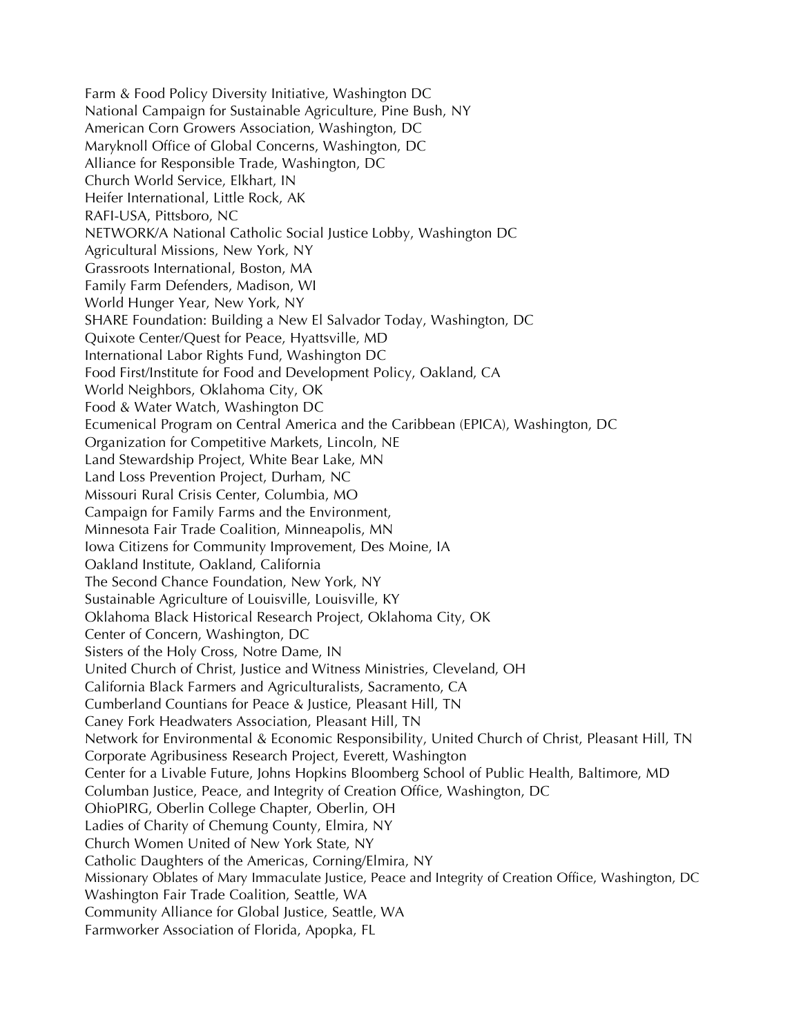Farm & Food Policy Diversity Initiative, Washington DC
National Campaign for Sustainable Agriculture, Pine Bush, NY
American Corn Growers Association, Washington, DC
Maryknoll Office of Global Concerns, Washington, DC
Alliance for Responsible Trade, Washington, DC
Church World Service, Elkhart, IN
Heifer International, Little Rock, AK
RAFI-USA, Pittsboro, NC
NETWORK/A National Catholic Social Justice Lobby, Washington DC
Agricultural Missions, New York, NY
Grassroots International, Boston, MA
Family Farm Defenders, Madison, WI
World Hunger Year, New York, NY
SHARE Foundation: Building a New El Salvador Today, Washington, DC
Quixote Center/Quest for Peace, Hyattsville, MD
International Labor Rights Fund, Washington DC
Food First/Institute for Food and Development Policy, Oakland, CA
World Neighbors, Oklahoma City, OK
Food & Water Watch, Washington DC
Ecumenical Program on Central America and the Caribbean (EPICA), Washington, DC
Organization for Competitive Markets, Lincoln, NE
Land Stewardship Project, White Bear Lake, MN
Land Loss Prevention Project, Durham, NC
Missouri Rural Crisis Center, Columbia, MO
Campaign for Family Farms and the Environment,
Minnesota Fair Trade Coalition, Minneapolis, MN
Iowa Citizens for Community Improvement, Des Moine, IA
Oakland Institute, Oakland, California
The Second Chance Foundation, New York, NY
Sustainable Agriculture of Louisville, Louisville, KY
Oklahoma Black Historical Research Project, Oklahoma City, OK
Center of Concern, Washington, DC
Sisters of the Holy Cross, Notre Dame, IN
United Church of Christ, Justice and Witness Ministries, Cleveland, OH
California Black Farmers and Agriculturalists, Sacramento, CA
Cumberland Countians for Peace & Justice, Pleasant Hill, TN
Caney Fork Headwaters Association, Pleasant Hill, TN
Network for Environmental & Economic Responsibility, United Church of Christ, Pleasant Hill, TN
Corporate Agribusiness Research Project, Everett, Washington
Center for a Livable Future, Johns Hopkins Bloomberg School of Public Health, Baltimore, MD
Columban Justice, Peace, and Integrity of Creation Office, Washington, DC
OhioPIRG, Oberlin College Chapter, Oberlin, OH
Ladies of Charity of Chemung County, Elmira, NY
Church Women United of New York State, NY
Catholic Daughters of the Americas, Corning/Elmira, NY
Missionary Oblates of Mary Immaculate Justice, Peace and Integrity of Creation Office, Washington, DC
Washington Fair Trade Coalition, Seattle, WA
Community Alliance for Global Justice, Seattle, WA
Farmworker Association of Florida, Apopka, FL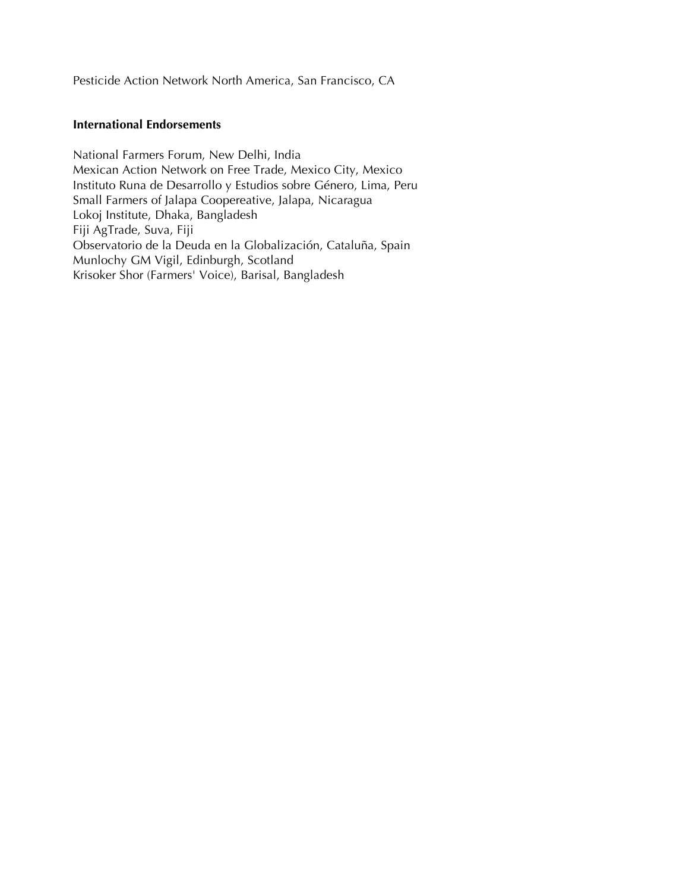Pesticide Action Network North America, San Francisco, CA

**International Endorsements**

National Farmers Forum, New Delhi, India
Mexican Action Network on Free Trade, Mexico City, Mexico
Instituto Runa de Desarrollo y Estudios sobre Género, Lima, Peru
Small Farmers of Jalapa Coopereative, Jalapa, Nicaragua
Lokoj Institute, Dhaka, Bangladesh
Fiji AgTrade, Suva, Fiji
Observatorio de la Deuda en la Globalización, Cataluña, Spain
Munlochy GM Vigil, Edinburgh, Scotland
Krisoker Shor (Farmers' Voice), Barisal, Bangladesh